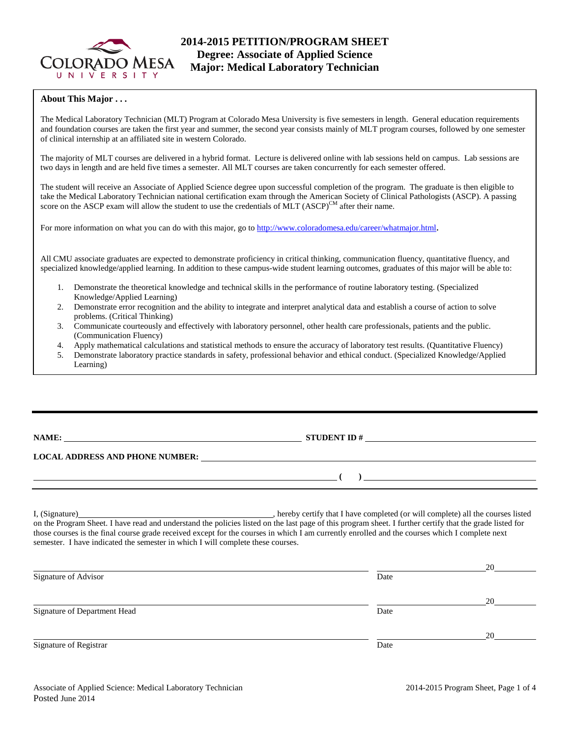# 2014-2015 PETITION/PROGRAM SHEET
## Degree: Associate of Applied Science
## Major: Medical Laboratory Technician

**About This Major . . .**

The Medical Laboratory Technician (MLT) Program at Colorado Mesa University is five semesters in length. General education requirements and foundation courses are taken the first year and summer, the second year consists mainly of MLT program courses, followed by one semester of clinical internship at an affiliated site in western Colorado.

The majority of MLT courses are delivered in a hybrid format. Lecture is delivered online with lab sessions held on campus. Lab sessions are two days in length and are held five times a semester. All MLT courses are taken concurrently for each semester offered.

The student will receive an Associate of Applied Science degree upon successful completion of the program. The graduate is then eligible to take the Medical Laboratory Technician national certification exam through the American Society of Clinical Pathologists (ASCP). A passing score on the ASCP exam will allow the student to use the credentials of MLT (ASCP)[CM] after their name.

For more information on what you can do with this major, go to http://www.coloradomesa.edu/career/whatmajor.html.

All CMU associate graduates are expected to demonstrate proficiency in critical thinking, communication fluency, quantitative fluency, and specialized knowledge/applied learning. In addition to these campus-wide student learning outcomes, graduates of this major will be able to:

1. Demonstrate the theoretical knowledge and technical skills in the performance of routine laboratory testing. (Specialized Knowledge/Applied Learning)
2. Demonstrate error recognition and the ability to integrate and interpret analytical data and establish a course of action to solve problems. (Critical Thinking)
3. Communicate courteously and effectively with laboratory personnel, other health care professionals, patients and the public. (Communication Fluency)
4. Apply mathematical calculations and statistical methods to ensure the accuracy of laboratory test results. (Quantitative Fluency)
5. Demonstrate laboratory practice standards in safety, professional behavior and ethical conduct. (Specialized Knowledge/Applied Learning)

---

**NAME:** ______________________ **STUDENT ID #** ______________________

**LOCAL ADDRESS AND PHONE NUMBER:** ______________________________

______________________________ **( )** ______________________

I, (Signature)______________________, hereby certify that I have completed (or will complete) all the courses listed on the Program Sheet. I have read and understand the policies listed on the last page of this program sheet. I further certify that the grade listed for those courses is the final course grade received except for the courses in which I am currently enrolled and the courses which I complete next semester. I have indicated the semester in which I will complete these courses.

______________________________ ____________20______
Signature of Advisor Date

______________________________ ____________20______
Signature of Department Head Date

______________________________ ____________20______
Signature of Registrar Date

Associate of Applied Science: Medical Laboratory Technician
Posted June 2014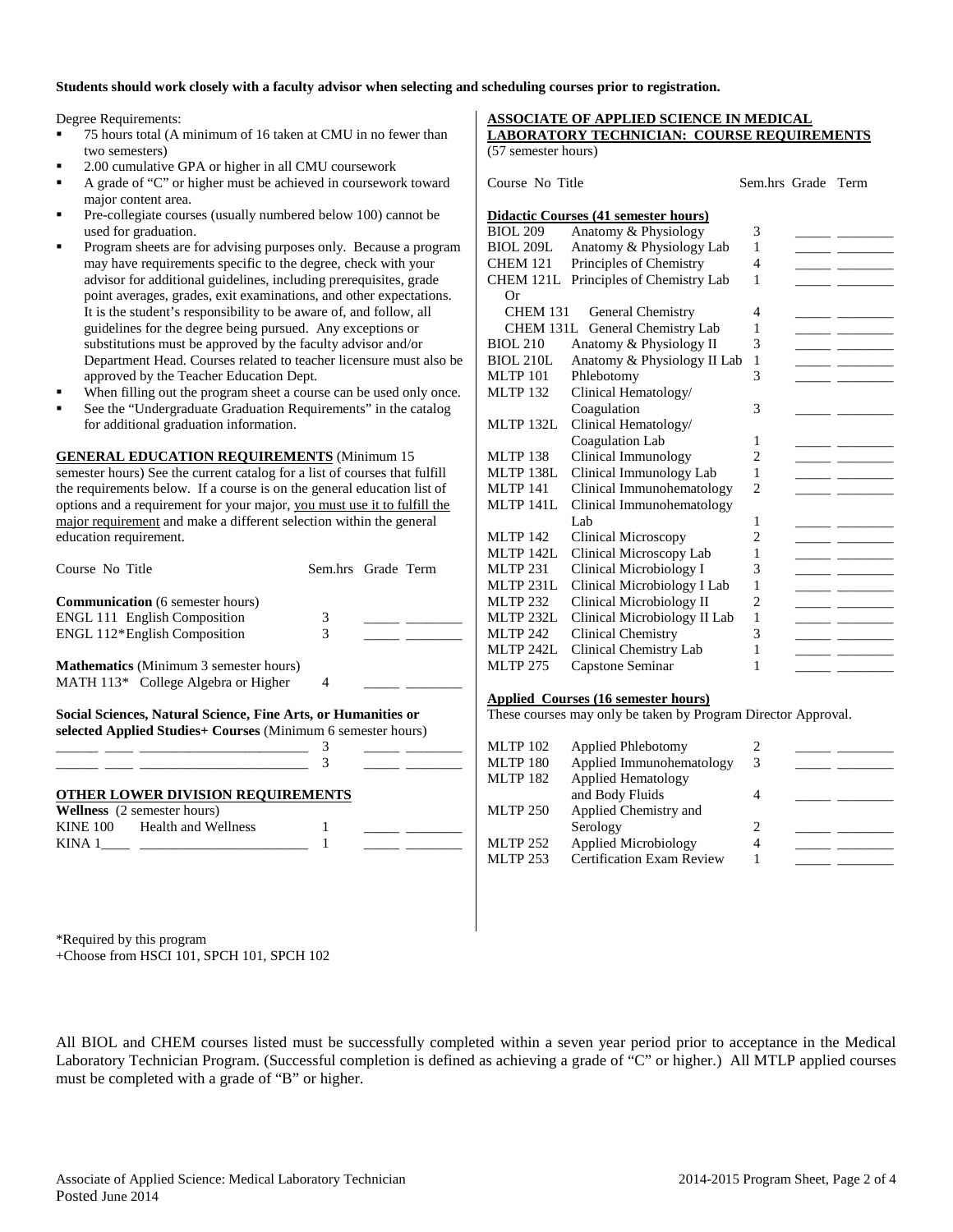**Students should work closely with a faculty advisor when selecting and scheduling courses prior to registration.**

Degree Requirements:

- 75 hours total (A minimum of 16 taken at CMU in no fewer than two semesters)
- 2.00 cumulative GPA or higher in all CMU coursework
- A grade of "C" or higher must be achieved in coursework toward major content area.
- Pre-collegiate courses (usually numbered below 100) cannot be used for graduation.
- Program sheets are for advising purposes only. Because a program may have requirements specific to the degree, check with your advisor for additional guidelines, including prerequisites, grade point averages, grades, exit examinations, and other expectations. It is the student's responsibility to be aware of, and follow, all guidelines for the degree being pursued. Any exceptions or substitutions must be approved by the faculty advisor and/or Department Head. Courses related to teacher licensure must also be approved by the Teacher Education Dept.
- When filling out the program sheet a course can be used only once.
- See the "Undergraduate Graduation Requirements" in the catalog for additional graduation information.

**GENERAL EDUCATION REQUIREMENTS** (Minimum 15 semester hours) See the current catalog for a list of courses that fulfill the requirements below. If a course is on the general education list of options and a requirement for your major, you must use it to fulfill the major requirement and make a different selection within the general education requirement.

| Course No | Title | Sem.hrs | Grade | Term |
|---|---|---|---|---|
| **Communication** (6 semester hours) | | | | |
| ENGL 111 | English Composition | 3 | _____ | ________ |
| ENGL 112* | English Composition | 3 | _____ | ________ |
| **Mathematics** (Minimum 3 semester hours) | | | | |
| MATH 113* | College Algebra or Higher | 4 | _____ | ________ |
| **Social Sciences, Natural Science, Fine Arts, or Humanities or selected Applied Studies+ Courses** (Minimum 6 semester hours) | | | | |
| ______ ____ | ________________________ | 3 | _____ | ________ |
| ______ ____ | ________________________ | 3 | _____ | ________ |

**OTHER LOWER DIVISION REQUIREMENTS**

| Course No | Title | Sem.hrs | Grade | Term |
|---|---|---|---|---|
| **Wellness** (2 semester hours) | | | | |
| KINE 100 | Health and Wellness | 1 | _____ | ________ |
| KINA 1____ | ________________________ | 1 | _____ | ________ |

\*Required by this program
+Choose from HSCI 101, SPCH 101, SPCH 102

**ASSOCIATE OF APPLIED SCIENCE IN MEDICAL LABORATORY TECHNICIAN: COURSE REQUIREMENTS** (57 semester hours)

| Course No | Title | Sem.hrs | Grade | Term |
|---|---|---|---|---|
| **Didactic Courses (41 semester hours)** | | | | |
| BIOL 209 | Anatomy & Physiology | 3 | _____ | ________ |
| BIOL 209L | Anatomy & Physiology Lab | 1 | _____ | ________ |
| CHEM 121 | Principles of Chemistry | 4 | _____ | ________ |
| CHEM 121L | Principles of Chemistry Lab | 1 | _____ | ________ |
| Or | | | | |
| CHEM 131 | General Chemistry | 4 | _____ | ________ |
| CHEM 131L | General Chemistry Lab | 1 | _____ | ________ |
| BIOL 210 | Anatomy & Physiology II | 3 | _____ | ________ |
| BIOL 210L | Anatomy & Physiology II Lab | 1 | _____ | ________ |
| MLTP 101 | Phlebotomy | 3 | _____ | ________ |
| MLTP 132 | Clinical Hematology/ Coagulation | 3 | _____ | ________ |
| MLTP 132L | Clinical Hematology/ Coagulation Lab | 1 | _____ | ________ |
| MLTP 138 | Clinical Immunology | 2 | _____ | ________ |
| MLTP 138L | Clinical Immunology Lab | 1 | _____ | ________ |
| MLTP 141 | Clinical Immunohematology | 2 | _____ | ________ |
| MLTP 141L | Clinical Immunohematology Lab | 1 | _____ | ________ |
| MLTP 142 | Clinical Microscopy | 2 | _____ | ________ |
| MLTP 142L | Clinical Microscopy Lab | 1 | _____ | ________ |
| MLTP 231 | Clinical Microbiology I | 3 | _____ | ________ |
| MLTP 231L | Clinical Microbiology I Lab | 1 | _____ | ________ |
| MLTP 232 | Clinical Microbiology II | 2 | _____ | ________ |
| MLTP 232L | Clinical Microbiology II Lab | 1 | _____ | ________ |
| MLTP 242 | Clinical Chemistry | 3 | _____ | ________ |
| MLTP 242L | Clinical Chemistry Lab | 1 | _____ | ________ |
| MLTP 275 | Capstone Seminar | 1 | _____ | ________ |

**Applied Courses (16 semester hours)**
These courses may only be taken by Program Director Approval.

| Course No | Title | Sem.hrs | Grade | Term |
|---|---|---|---|---|
| MLTP 102 | Applied Phlebotomy | 2 | _____ | ________ |
| MLTP 180 | Applied Immunohematology | 3 | _____ | ________ |
| MLTP 182 | Applied Hematology and Body Fluids | 4 | _____ | ________ |
| MLTP 250 | Applied Chemistry and Serology | 2 | _____ | ________ |
| MLTP 252 | Applied Microbiology | 4 | _____ | ________ |
| MLTP 253 | Certification Exam Review | 1 | _____ | ________ |

All BIOL and CHEM courses listed must be successfully completed within a seven year period prior to acceptance in the Medical Laboratory Technician Program. (Successful completion is defined as achieving a grade of "C" or higher.) All MTLP applied courses must be completed with a grade of "B" or higher.

Associate of Applied Science: Medical Laboratory Technician
Posted June 2014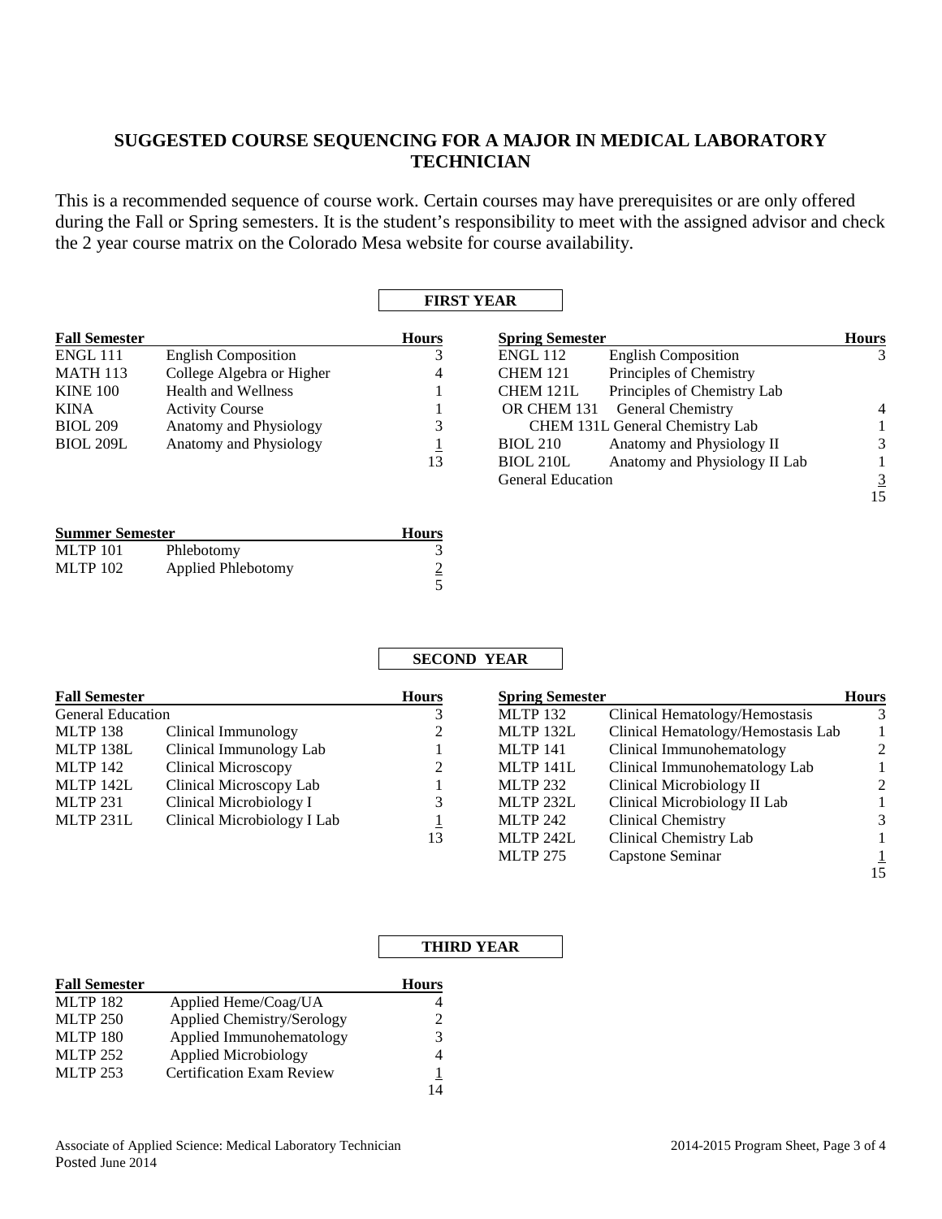## SUGGESTED COURSE SEQUENCING FOR A MAJOR IN MEDICAL LABORATORY TECHNICIAN

This is a recommended sequence of course work. Certain courses may have prerequisites or are only offered during the Fall or Spring semesters. It is the student's responsibility to meet with the assigned advisor and check the 2 year course matrix on the Colorado Mesa website for course availability.

### FIRST YEAR

| Fall Semester | | Hours |
|---|---|---|
| ENGL 111 | English Composition | 3 |
| MATH 113 | College Algebra or Higher | 4 |
| KINE 100 | Health and Wellness | 1 |
| KINA | Activity Course | 1 |
| BIOL 209 | Anatomy and Physiology | 3 |
| BIOL 209L | Anatomy and Physiology | 1 |
| | | 13 |

| Spring Semester | | Hours |
|---|---|---|
| ENGL 112 | English Composition | 3 |
| CHEM 121 | Principles of Chemistry | |
| CHEM 121L | Principles of Chemistry Lab | |
| OR CHEM 131 | General Chemistry | 4 |
| CHEM 131L | General Chemistry Lab | 1 |
| BIOL 210 | Anatomy and Physiology II | 3 |
| BIOL 210L | Anatomy and Physiology II Lab | 1 |
| General Education | | 3 |
| | | 15 |

| Summer Semester | | Hours |
|---|---|---|
| MLTP 101 | Phlebotomy | 3 |
| MLTP 102 | Applied Phlebotomy | 2 |
| | | 5 |

### SECOND YEAR

| Fall Semester | | Hours |
|---|---|---|
| General Education | | 3 |
| MLTP 138 | Clinical Immunology | 2 |
| MLTP 138L | Clinical Immunology Lab | 1 |
| MLTP 142 | Clinical Microscopy | 2 |
| MLTP 142L | Clinical Microscopy Lab | 1 |
| MLTP 231 | Clinical Microbiology I | 3 |
| MLTP 231L | Clinical Microbiology I Lab | 1 |
| | | 13 |

| Spring Semester | | Hours |
|---|---|---|
| MLTP 132 | Clinical Hematology/Hemostasis | 3 |
| MLTP 132L | Clinical Hematology/Hemostasis Lab | 1 |
| MLTP 141 | Clinical Immunohematology | 2 |
| MLTP 141L | Clinical Immunohematology Lab | 1 |
| MLTP 232 | Clinical Microbiology II | 2 |
| MLTP 232L | Clinical Microbiology II Lab | 1 |
| MLTP 242 | Clinical Chemistry | 3 |
| MLTP 242L | Clinical Chemistry Lab | 1 |
| MLTP 275 | Capstone Seminar | 1 |
| | | 15 |

### THIRD YEAR

| Fall Semester | | Hours |
|---|---|---|
| MLTP 182 | Applied Heme/Coag/UA | 4 |
| MLTP 250 | Applied Chemistry/Serology | 2 |
| MLTP 180 | Applied Immunohematology | 3 |
| MLTP 252 | Applied Microbiology | 4 |
| MLTP 253 | Certification Exam Review | 1 |
| | | 14 |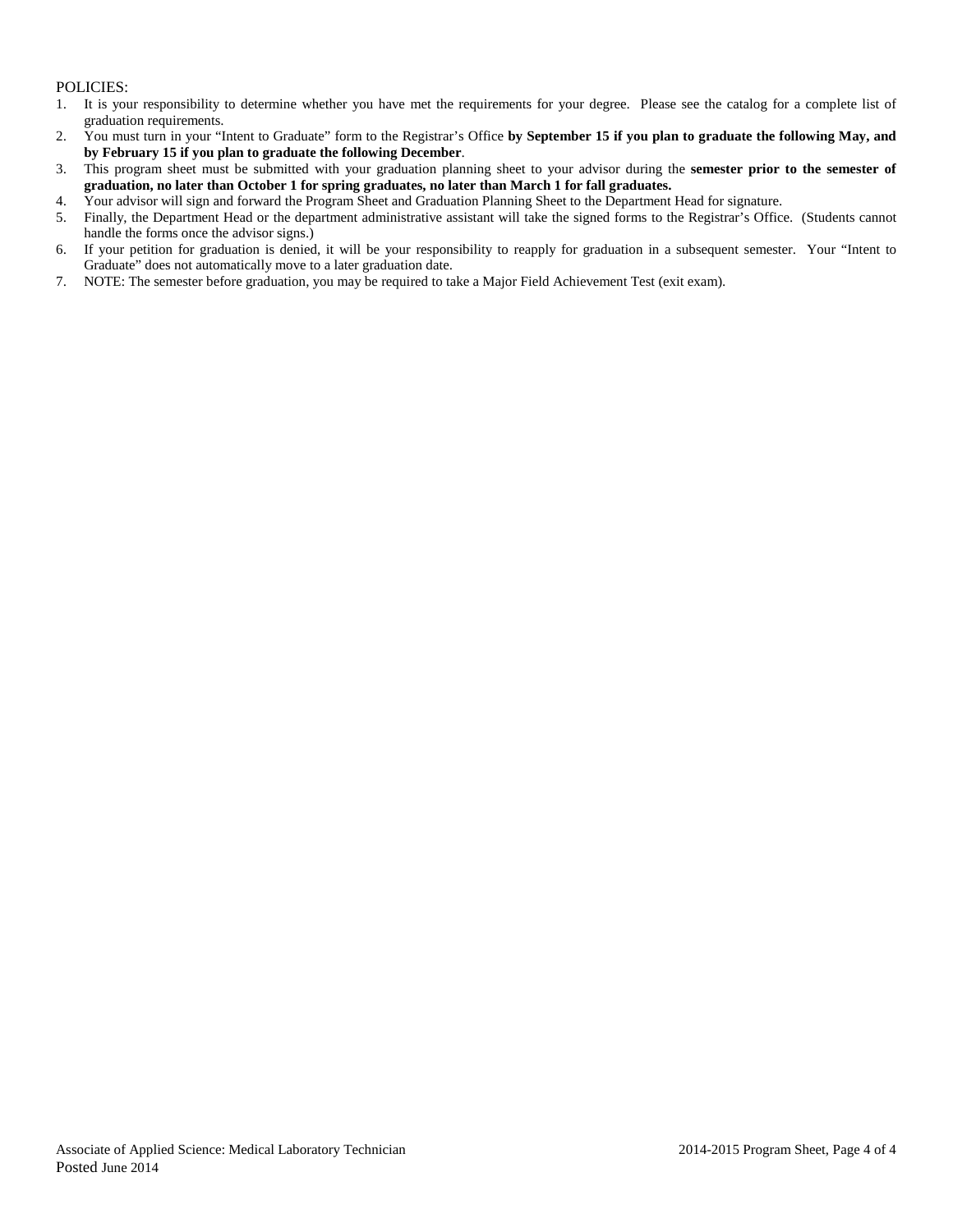POLICIES:

1. It is your responsibility to determine whether you have met the requirements for your degree. Please see the catalog for a complete list of graduation requirements.
2. You must turn in your "Intent to Graduate" form to the Registrar's Office **by September 15 if you plan to graduate the following May, and by February 15 if you plan to graduate the following December**.
3. This program sheet must be submitted with your graduation planning sheet to your advisor during the **semester prior to the semester of graduation, no later than October 1 for spring graduates, no later than March 1 for fall graduates.**
4. Your advisor will sign and forward the Program Sheet and Graduation Planning Sheet to the Department Head for signature.
5. Finally, the Department Head or the department administrative assistant will take the signed forms to the Registrar's Office. (Students cannot handle the forms once the advisor signs.)
6. If your petition for graduation is denied, it will be your responsibility to reapply for graduation in a subsequent semester. Your "Intent to Graduate" does not automatically move to a later graduation date.
7. NOTE: The semester before graduation, you may be required to take a Major Field Achievement Test (exit exam).